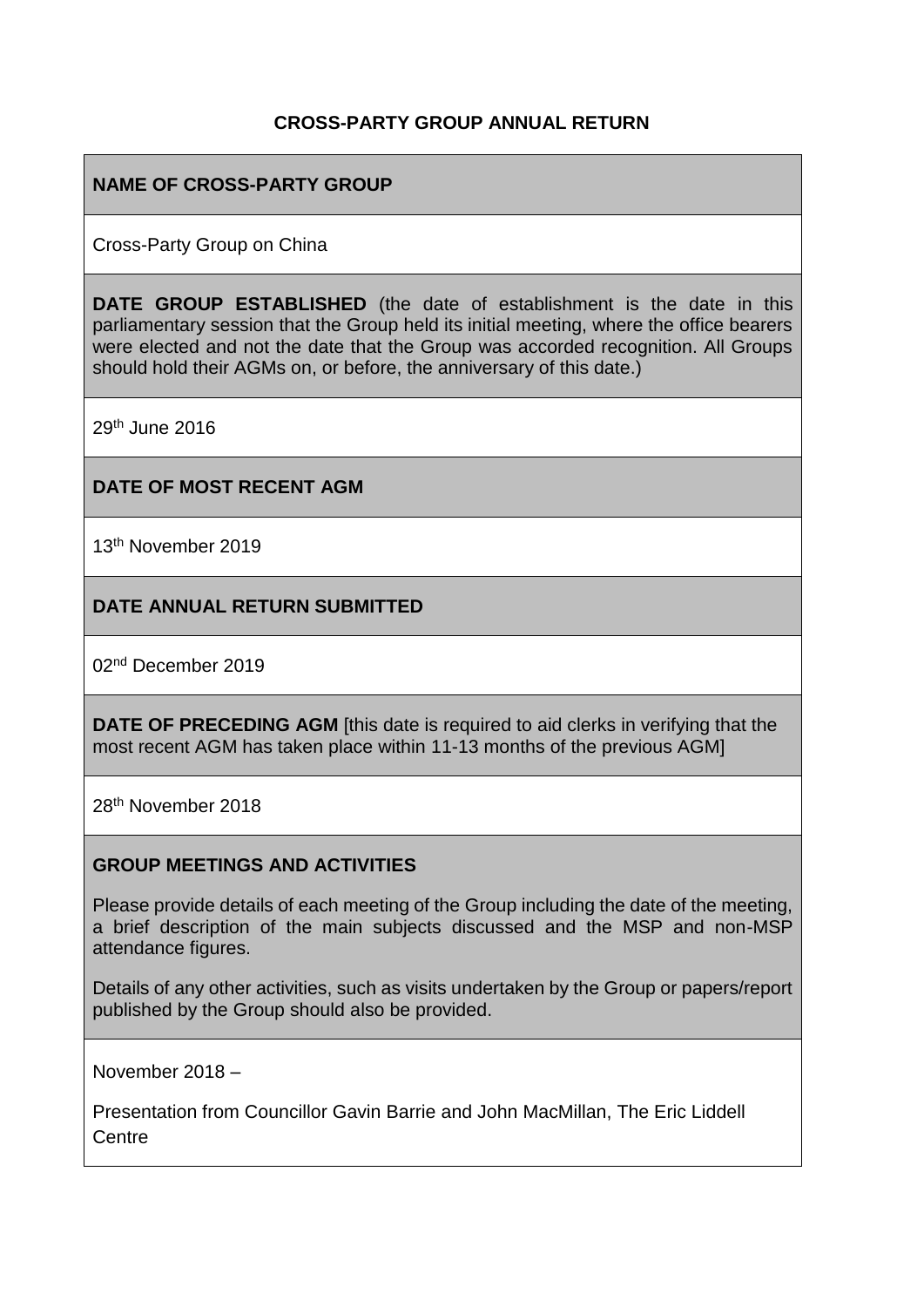# CROSS-PARTY GROUP ANNUAL RETURN

**NAME OF CROSS-PARTY GROUP**

Cross-Party Group on China

**DATE GROUP ESTABLISHED** (the date of establishment is the date in this parliamentary session that the Group held its initial meeting, where the office bearers were elected and not the date that the Group was accorded recognition. All Groups should hold their AGMs on, or before, the anniversary of this date.)

29th June 2016

**DATE OF MOST RECENT AGM**

13th November 2019

**DATE ANNUAL RETURN SUBMITTED**

02nd December 2019

**DATE OF PRECEDING AGM** [this date is required to aid clerks in verifying that the most recent AGM has taken place within 11-13 months of the previous AGM]

28th November 2018

**GROUP MEETINGS AND ACTIVITIES**

Please provide details of each meeting of the Group including the date of the meeting, a brief description of the main subjects discussed and the MSP and non-MSP attendance figures.

Details of any other activities, such as visits undertaken by the Group or papers/report published by the Group should also be provided.

November 2018 –

Presentation from Councillor Gavin Barrie and John MacMillan, The Eric Liddell Centre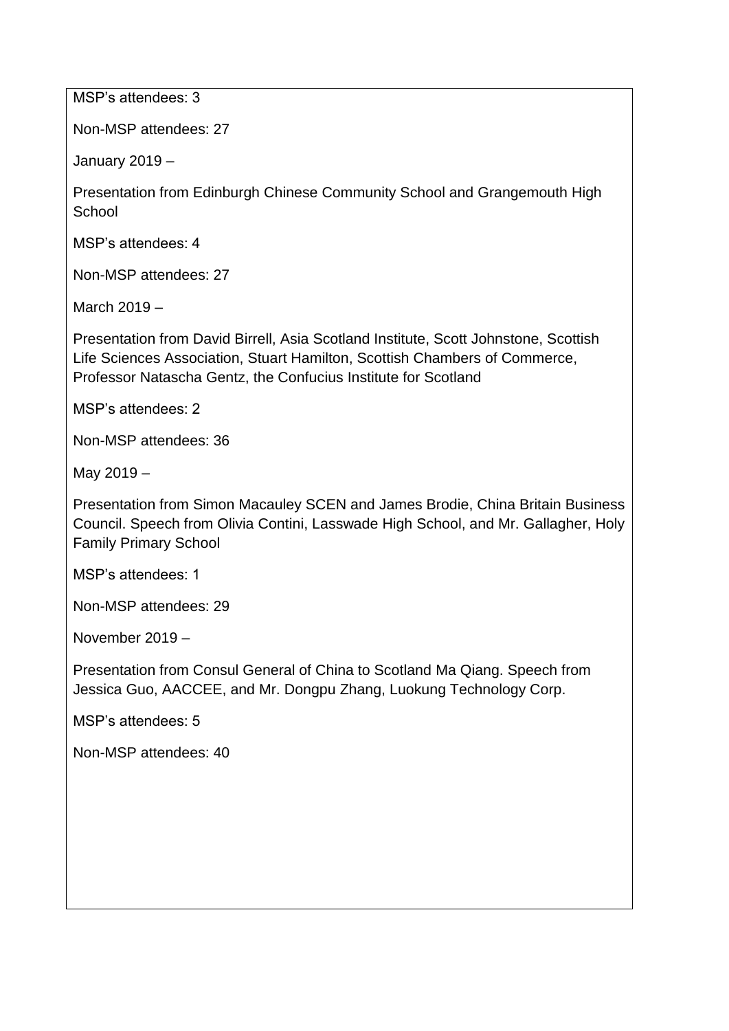MSP's attendees: 3

Non-MSP attendees: 27

January 2019 –

Presentation from Edinburgh Chinese Community School and Grangemouth High School

MSP's attendees: 4

Non-MSP attendees: 27

March 2019 –

Presentation from David Birrell, Asia Scotland Institute, Scott Johnstone, Scottish Life Sciences Association, Stuart Hamilton, Scottish Chambers of Commerce, Professor Natascha Gentz, the Confucius Institute for Scotland

MSP's attendees: 2

Non-MSP attendees: 36

May 2019 –

Presentation from Simon Macauley SCEN and James Brodie, China Britain Business Council. Speech from Olivia Contini, Lasswade High School, and Mr. Gallagher, Holy Family Primary School

MSP's attendees: 1

Non-MSP attendees: 29

November 2019 –

Presentation from Consul General of China to Scotland Ma Qiang. Speech from Jessica Guo, AACCEE, and Mr. Dongpu Zhang, Luokung Technology Corp.

MSP's attendees: 5

Non-MSP attendees: 40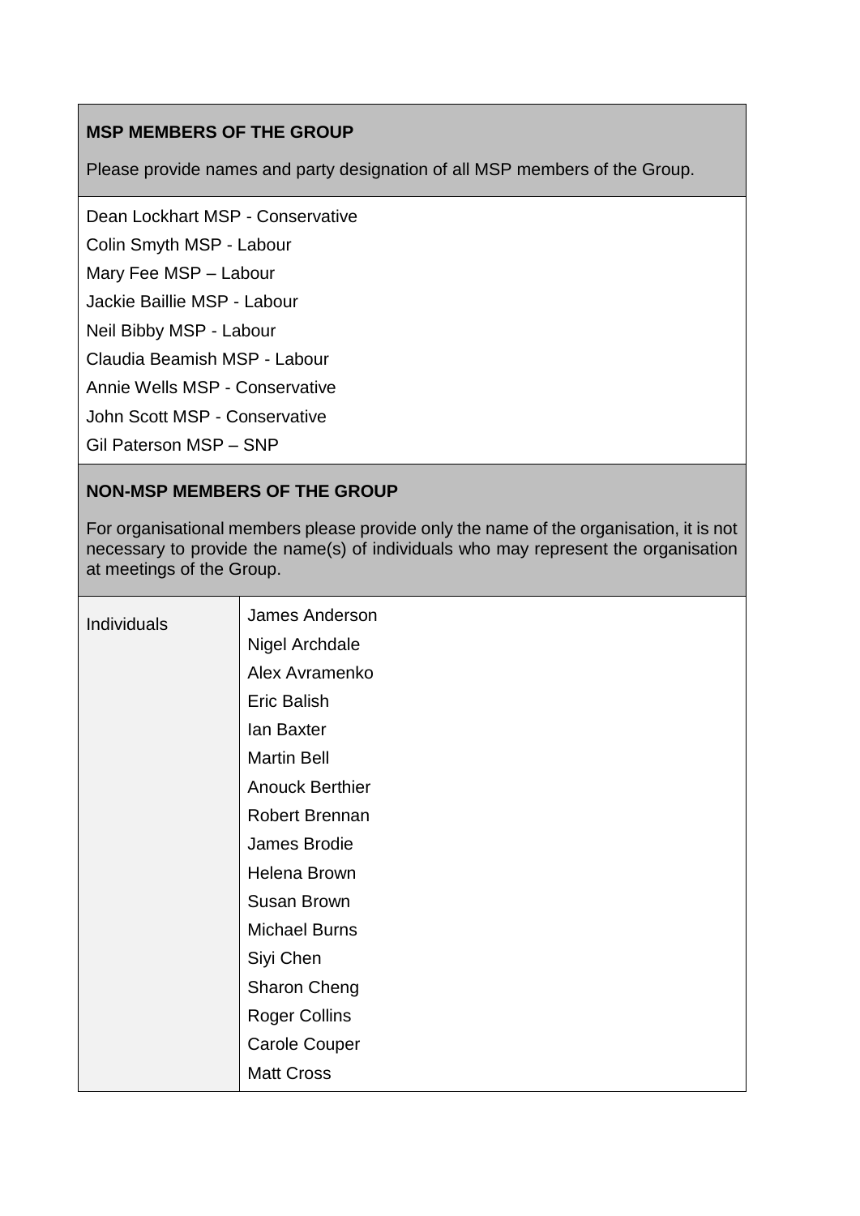**MSP MEMBERS OF THE GROUP**

Please provide names and party designation of all MSP members of the Group.

Dean Lockhart MSP - Conservative

Colin Smyth MSP - Labour

Mary Fee MSP – Labour

Jackie Baillie MSP - Labour

Neil Bibby MSP - Labour

Claudia Beamish MSP - Labour

Annie Wells MSP - Conservative

John Scott MSP - Conservative

Gil Paterson MSP – SNP

**NON-MSP MEMBERS OF THE GROUP**

For organisational members please provide only the name of the organisation, it is not necessary to provide the name(s) of individuals who may represent the organisation at meetings of the Group.

| Individuals | James Anderson<br>Nigel Archdale<br>Alex Avramenko<br>Eric Balish<br>Ian Baxter<br>Martin Bell<br>Anouck Berthier<br>Robert Brennan<br>James Brodie<br>Helena Brown<br>Susan Brown<br>Michael Burns<br>Siyi Chen<br>Sharon Cheng<br>Roger Collins<br>Carole Couper<br>Matt Cross |
|---|---|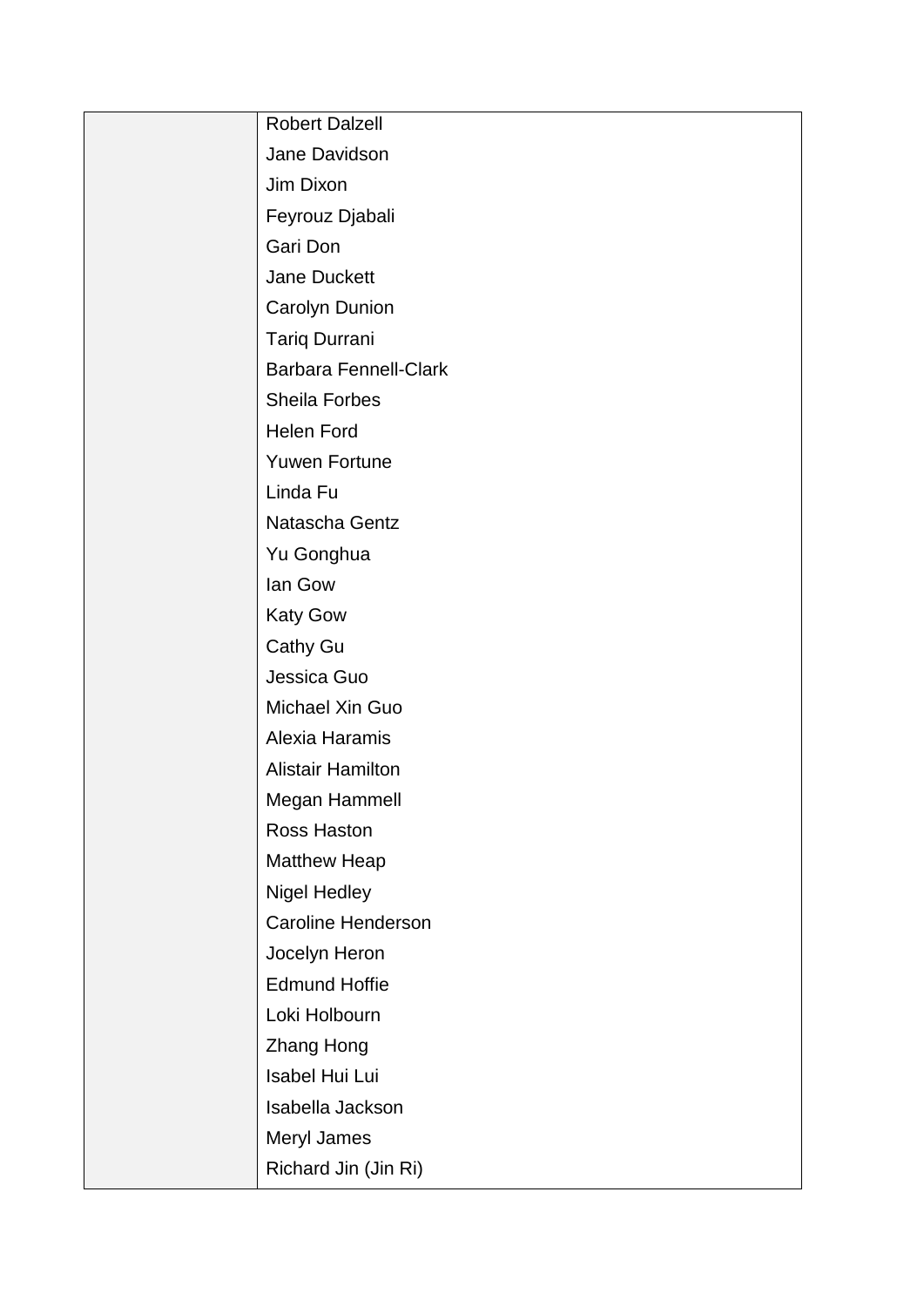| | |
|---|---|
| | Robert Dalzell<br>Jane Davidson<br>Jim Dixon<br>Feyrouz Djabali<br>Gari Don<br>Jane Duckett<br>Carolyn Dunion<br>Tariq Durrani<br>Barbara Fennell-Clark<br>Sheila Forbes<br>Helen Ford<br>Yuwen Fortune<br>Linda Fu<br>Natascha Gentz<br>Yu Gonghua<br>Ian Gow<br>Katy Gow<br>Cathy Gu<br>Jessica Guo<br>Michael Xin Guo<br>Alexia Haramis<br>Alistair Hamilton<br>Megan Hammell<br>Ross Haston<br>Matthew Heap<br>Nigel Hedley<br>Caroline Henderson<br>Jocelyn Heron<br>Edmund Hoffie<br>Loki Holbourn<br>Zhang Hong<br>Isabel Hui Lui<br>Isabella Jackson<br>Meryl James<br>Richard Jin (Jin Ri) |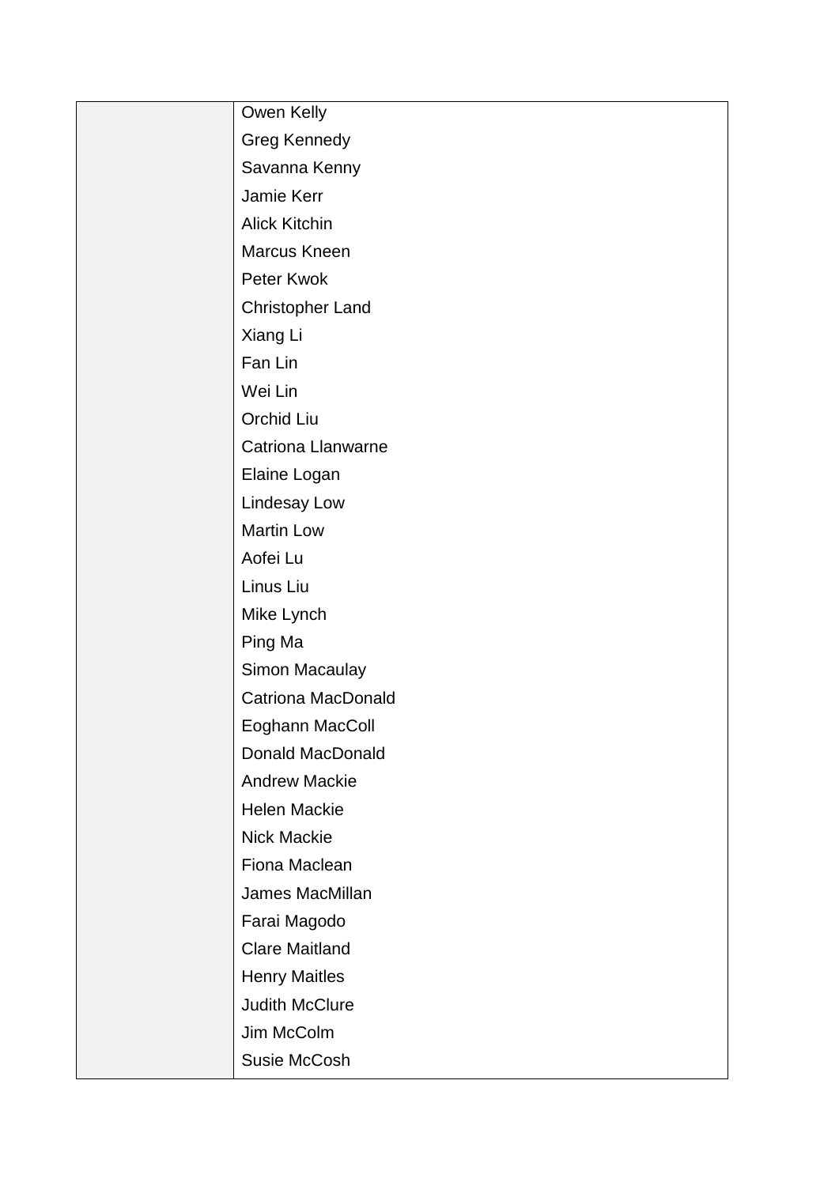| | |
|---|---|
| | Owen Kelly<br>Greg Kennedy<br>Savanna Kenny<br>Jamie Kerr<br>Alick Kitchin<br>Marcus Kneen<br>Peter Kwok<br>Christopher Land<br>Xiang Li<br>Fan Lin<br>Wei Lin<br>Orchid Liu<br>Catriona Llanwarne<br>Elaine Logan<br>Lindesay Low<br>Martin Low<br>Aofei Lu<br>Linus Liu<br>Mike Lynch<br>Ping Ma<br>Simon Macaulay<br>Catriona MacDonald<br>Eoghann MacColl<br>Donald MacDonald<br>Andrew Mackie<br>Helen Mackie<br>Nick Mackie<br>Fiona Maclean<br>James MacMillan<br>Farai Magodo<br>Clare Maitland<br>Henry Maitles<br>Judith McClure<br>Jim McColm<br>Susie McCosh |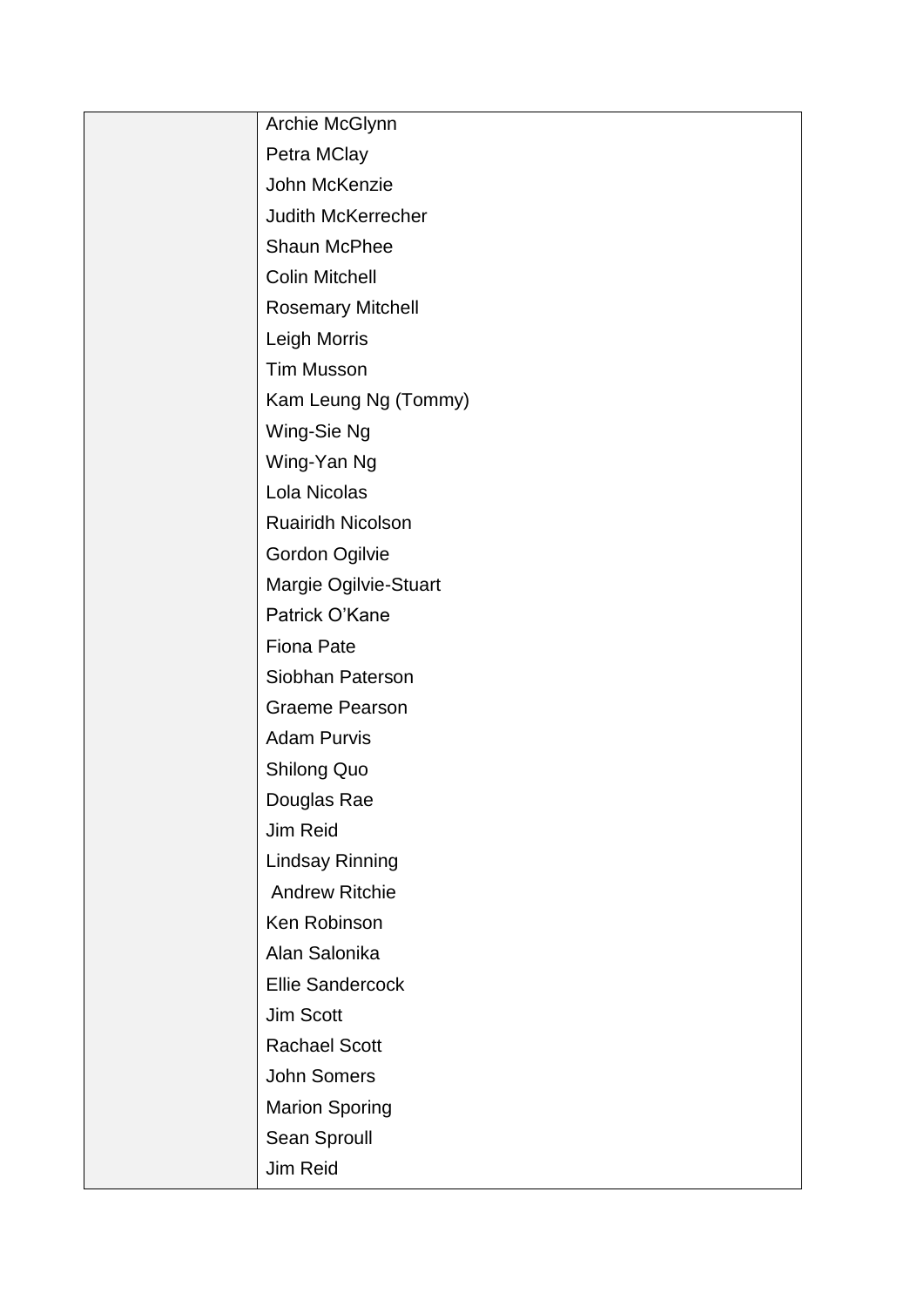| | |
|---|---|
| | Archie McGlynn |
| | Petra MClay |
| | John McKenzie |
| | Judith McKerrecher |
| | Shaun McPhee |
| | Colin Mitchell |
| | Rosemary Mitchell |
| | Leigh Morris |
| | Tim Musson |
| | Kam Leung Ng (Tommy) |
| | Wing-Sie Ng |
| | Wing-Yan Ng |
| | Lola Nicolas |
| | Ruairidh Nicolson |
| | Gordon Ogilvie |
| | Margie Ogilvie-Stuart |
| | Patrick O'Kane |
| | Fiona Pate |
| | Siobhan Paterson |
| | Graeme Pearson |
| | Adam Purvis |
| | Shilong Quo |
| | Douglas Rae |
| | Jim Reid |
| | Lindsay Rinning |
| | Andrew Ritchie |
| | Ken Robinson |
| | Alan Salonika |
| | Ellie Sandercock |
| | Jim Scott |
| | Rachael Scott |
| | John Somers |
| | Marion Sporing |
| | Sean Sproull |
| | Jim Reid |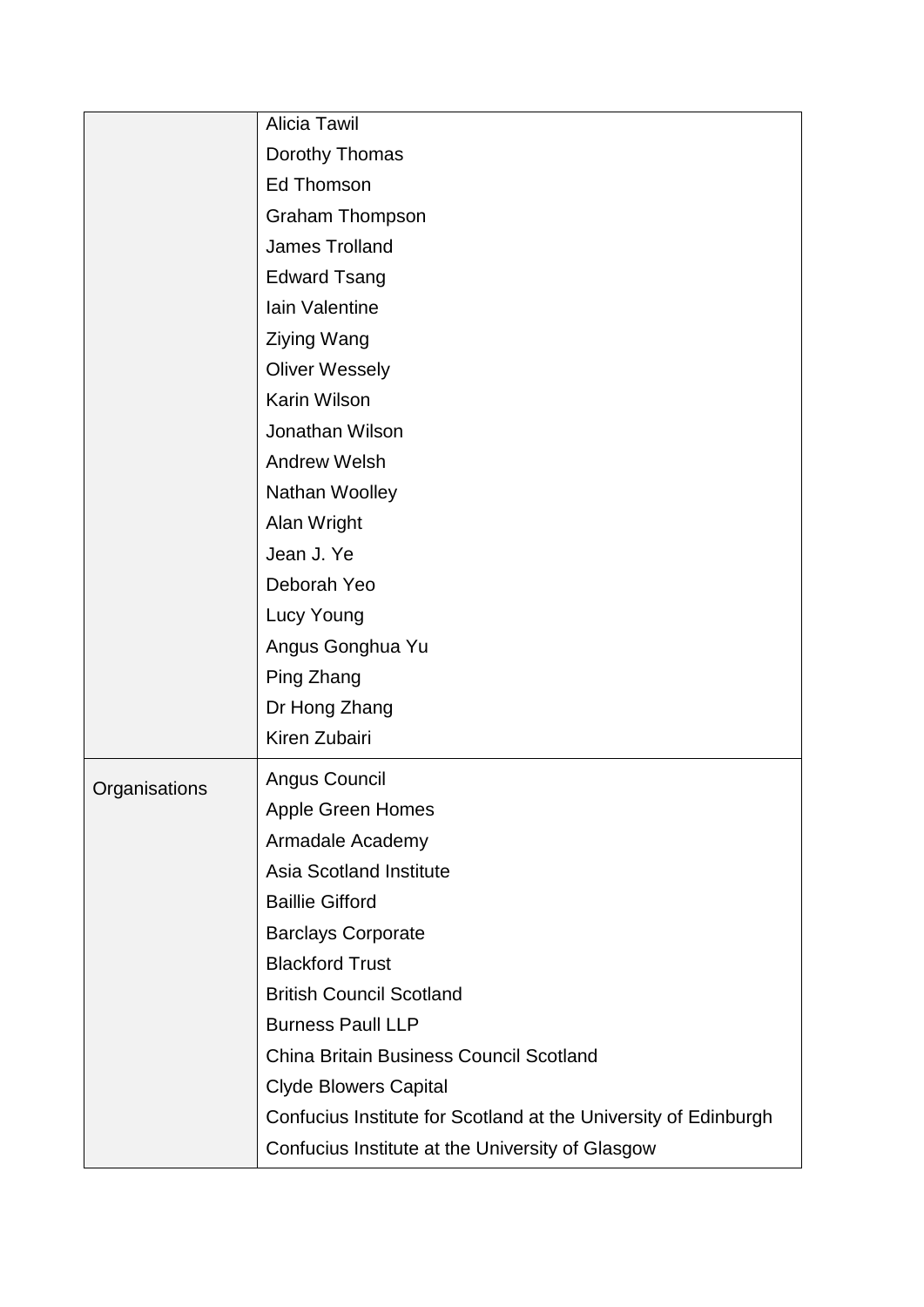|  |  |
|---|---|
|  | Alicia Tawil<br>Dorothy Thomas<br>Ed Thomson<br>Graham Thompson<br>James Trolland<br>Edward Tsang<br>Iain Valentine<br>Ziying Wang<br>Oliver Wessely<br>Karin Wilson<br>Jonathan Wilson<br>Andrew Welsh<br>Nathan Woolley<br>Alan Wright<br>Jean J. Ye<br>Deborah Yeo<br>Lucy Young<br>Angus Gonghua Yu<br>Ping Zhang<br>Dr Hong Zhang<br>Kiren Zubairi |
| Organisations | Angus Council<br>Apple Green Homes<br>Armadale Academy<br>Asia Scotland Institute<br>Baillie Gifford<br>Barclays Corporate<br>Blackford Trust<br>British Council Scotland<br>Burness Paull LLP<br>China Britain Business Council Scotland<br>Clyde Blowers Capital<br>Confucius Institute for Scotland at the University of Edinburgh<br>Confucius Institute at the University of Glasgow |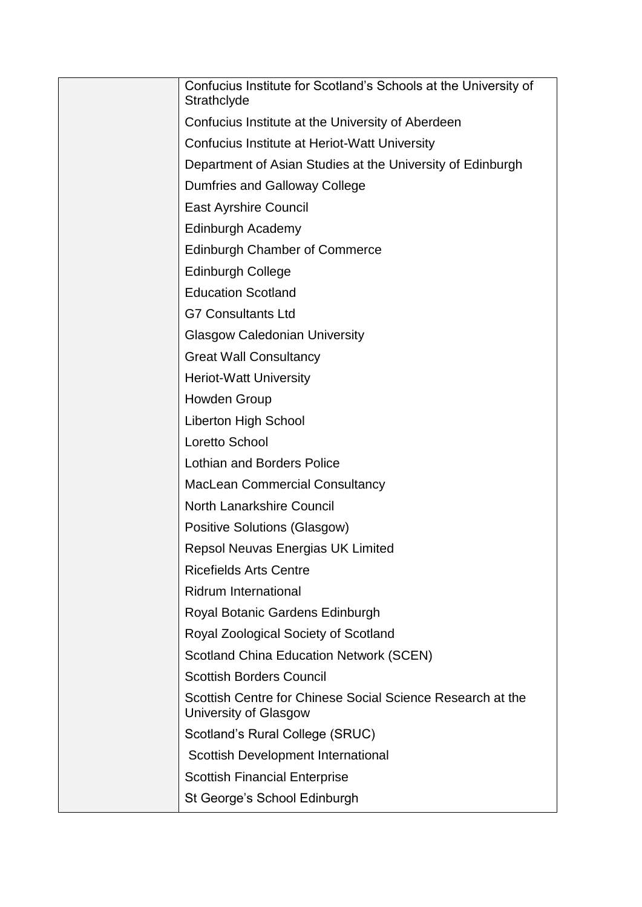| | |
|---|---|
| | Confucius Institute for Scotland's Schools at the University of Strathclyde<br>Confucius Institute at the University of Aberdeen<br>Confucius Institute at Heriot-Watt University<br>Department of Asian Studies at the University of Edinburgh<br>Dumfries and Galloway College<br>East Ayrshire Council<br>Edinburgh Academy<br>Edinburgh Chamber of Commerce<br>Edinburgh College<br>Education Scotland<br>G7 Consultants Ltd<br>Glasgow Caledonian University<br>Great Wall Consultancy<br>Heriot-Watt University<br>Howden Group<br>Liberton High School<br>Loretto School<br>Lothian and Borders Police<br>MacLean Commercial Consultancy<br>North Lanarkshire Council<br>Positive Solutions (Glasgow)<br>Repsol Neuvas Energias UK Limited<br>Ricefields Arts Centre<br>Ridrum International<br>Royal Botanic Gardens Edinburgh<br>Royal Zoological Society of Scotland<br>Scotland China Education Network (SCEN)<br>Scottish Borders Council<br>Scottish Centre for Chinese Social Science Research at the University of Glasgow<br>Scotland's Rural College (SRUC)<br>Scottish Development International<br>Scottish Financial Enterprise<br>St George's School Edinburgh |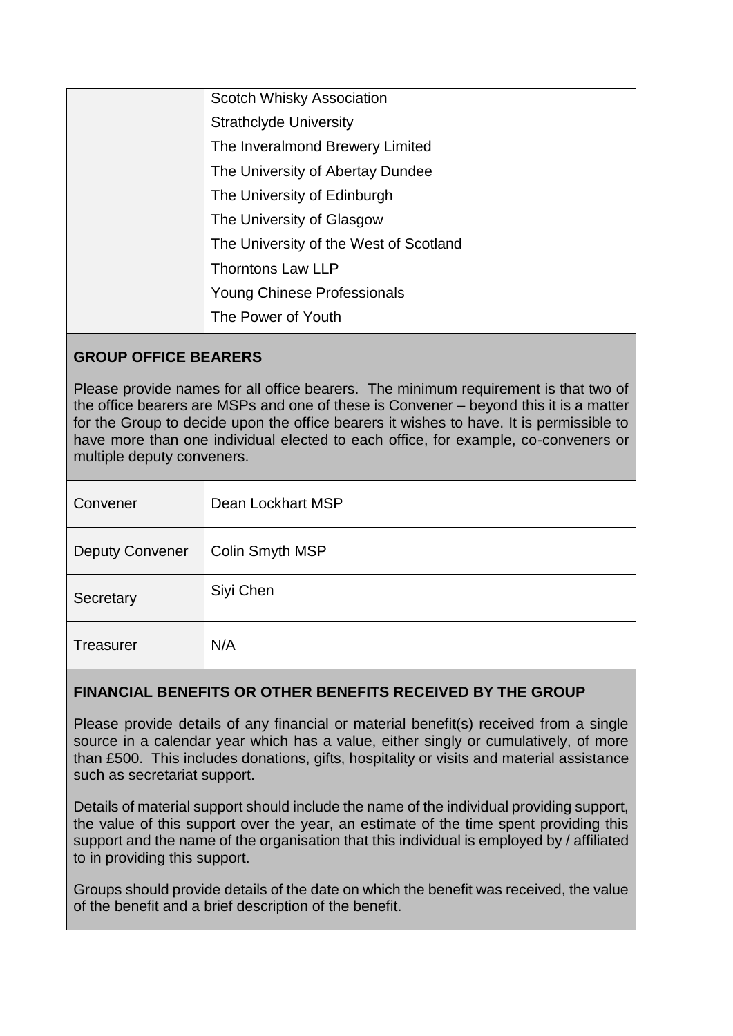| | |
|---|---|
| | Scotch Whisky Association |
| | Strathclyde University |
| | The Inveralmond Brewery Limited |
| | The University of Abertay Dundee |
| | The University of Edinburgh |
| | The University of Glasgow |
| | The University of the West of Scotland |
| | Thorntons Law LLP |
| | Young Chinese Professionals |
| | The Power of Youth |

**GROUP OFFICE BEARERS**

Please provide names for all office bearers. The minimum requirement is that two of the office bearers are MSPs and one of these is Convener – beyond this it is a matter for the Group to decide upon the office bearers it wishes to have. It is permissible to have more than one individual elected to each office, for example, co-conveners or multiple deputy conveners.

| | |
|---|---|
| Convener | Dean Lockhart MSP |
| Deputy Convener | Colin Smyth MSP |
| Secretary | Siyi Chen |
| Treasurer | N/A |

**FINANCIAL BENEFITS OR OTHER BENEFITS RECEIVED BY THE GROUP**

Please provide details of any financial or material benefit(s) received from a single source in a calendar year which has a value, either singly or cumulatively, of more than £500. This includes donations, gifts, hospitality or visits and material assistance such as secretariat support.

Details of material support should include the name of the individual providing support, the value of this support over the year, an estimate of the time spent providing this support and the name of the organisation that this individual is employed by / affiliated to in providing this support.

Groups should provide details of the date on which the benefit was received, the value of the benefit and a brief description of the benefit.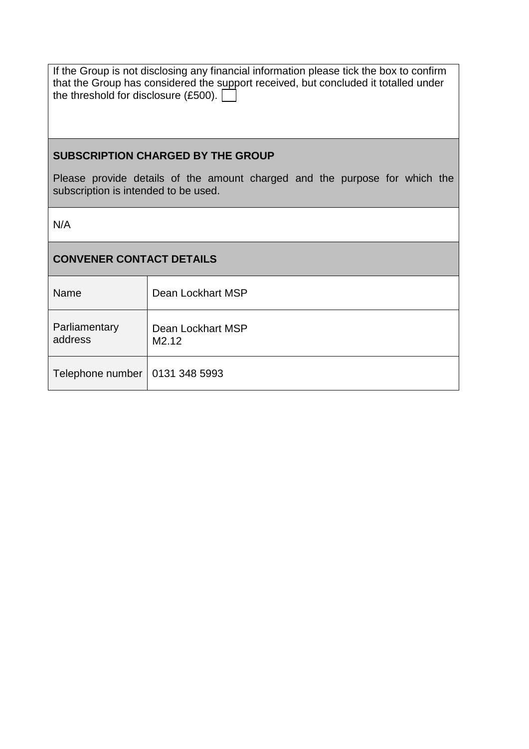If the Group is not disclosing any financial information please tick the box to confirm that the Group has considered the support received, but concluded it totalled under the threshold for disclosure (£500). ☐

**SUBSCRIPTION CHARGED BY THE GROUP**

Please provide details of the amount charged and the purpose for which the subscription is intended to be used.

N/A

**CONVENER CONTACT DETAILS**

| | |
|---|---|
| Name | Dean Lockhart MSP |
| Parliamentary address | Dean Lockhart MSP<br>M2.12 |
| Telephone number | 0131 348 5993 |